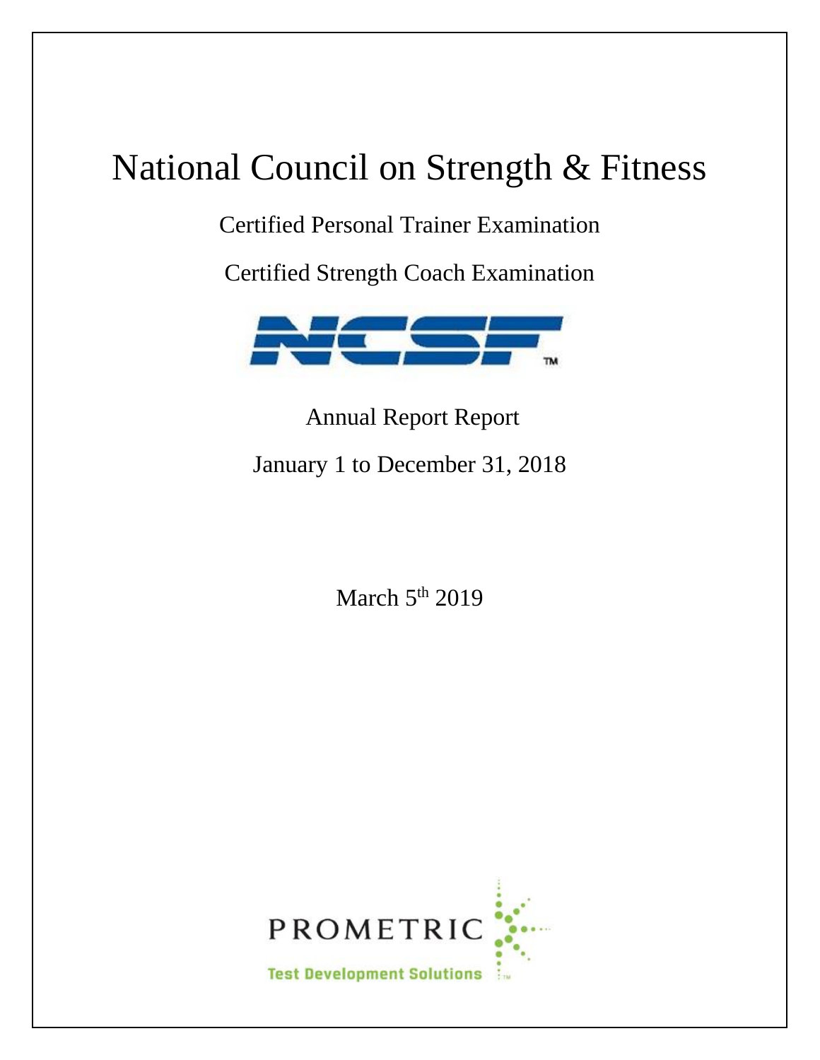# National Council on Strength & Fitness

Certified Personal Trainer Examination

Certified Strength Coach Examination

NCSF™

Annual Report Report

January 1 to December 31, 2018

March 5th 2019

PROMETRIC

Test Development Solutions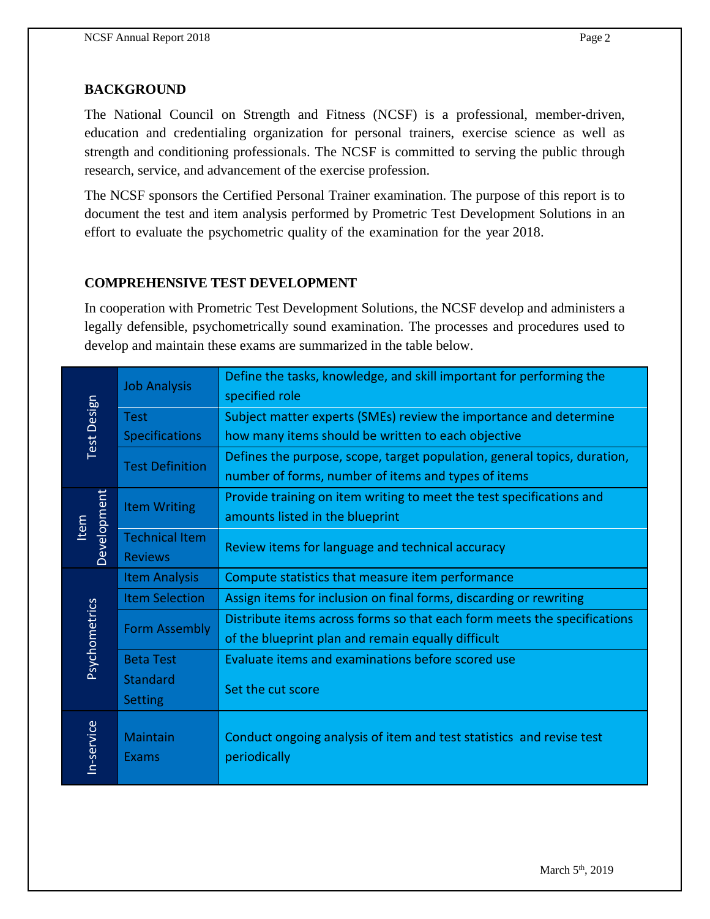## BACKGROUND

The National Council on Strength and Fitness (NCSF) is a professional, member-driven, education and credentialing organization for personal trainers, exercise science as well as strength and conditioning professionals. The NCSF is committed to serving the public through research, service, and advancement of the exercise profession.

The NCSF sponsors the Certified Personal Trainer examination. The purpose of this report is to document the test and item analysis performed by Prometric Test Development Solutions in an effort to evaluate the psychometric quality of the examination for the year 2018.

## COMPREHENSIVE TEST DEVELOPMENT

In cooperation with Prometric Test Development Solutions, the NCSF develop and administers a legally defensible, psychometrically sound examination. The processes and procedures used to develop and maintain these exams are summarized in the table below.

| | | |
|---|---|---|
| Test Design | Job Analysis | Define the tasks, knowledge, and skill important for performing the specified role |
| | Test Specifications | Subject matter experts (SMEs) review the importance and determine how many items should be written to each objective |
| | Test Definition | Defines the purpose, scope, target population, general topics, duration, number of forms, number of items and types of items |
| Item Development | Item Writing | Provide training on item writing to meet the test specifications and amounts listed in the blueprint |
| | Technical Item Reviews | Review items for language and technical accuracy |
| Psychometrics | Item Analysis | Compute statistics that measure item performance |
| | Item Selection | Assign items for inclusion on final forms, discarding or rewriting |
| | Form Assembly | Distribute items across forms so that each form meets the specifications of the blueprint plan and remain equally difficult |
| | Beta Test<br>Standard Setting | Evaluate items and examinations before scored use<br>Set the cut score |
| In-service | Maintain Exams | Conduct ongoing analysis of item and test statistics and revise test periodically |

March 5th, 2019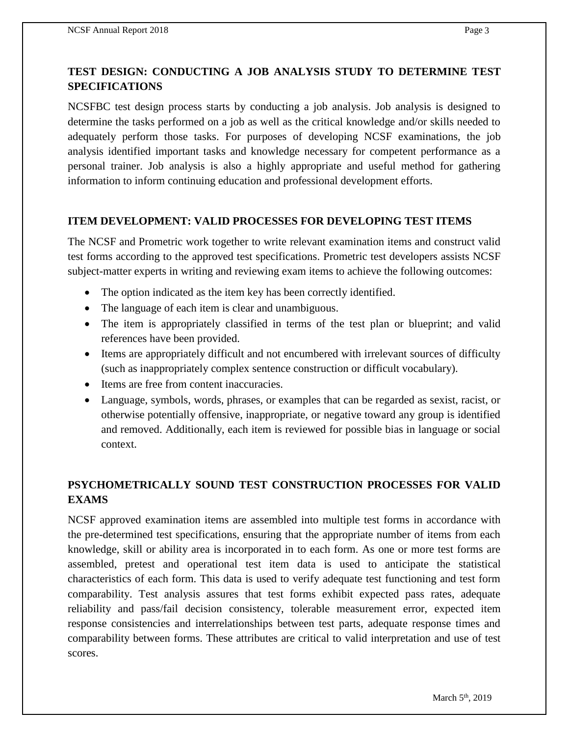## TEST DESIGN: CONDUCTING A JOB ANALYSIS STUDY TO DETERMINE TEST SPECIFICATIONS

NCSFBC test design process starts by conducting a job analysis. Job analysis is designed to determine the tasks performed on a job as well as the critical knowledge and/or skills needed to adequately perform those tasks. For purposes of developing NCSF examinations, the job analysis identified important tasks and knowledge necessary for competent performance as a personal trainer. Job analysis is also a highly appropriate and useful method for gathering information to inform continuing education and professional development efforts.

## ITEM DEVELOPMENT: VALID PROCESSES FOR DEVELOPING TEST ITEMS

The NCSF and Prometric work together to write relevant examination items and construct valid test forms according to the approved test specifications. Prometric test developers assists NCSF subject-matter experts in writing and reviewing exam items to achieve the following outcomes:

- The option indicated as the item key has been correctly identified.
- The language of each item is clear and unambiguous.
- The item is appropriately classified in terms of the test plan or blueprint; and valid references have been provided.
- Items are appropriately difficult and not encumbered with irrelevant sources of difficulty (such as inappropriately complex sentence construction or difficult vocabulary).
- Items are free from content inaccuracies.
- Language, symbols, words, phrases, or examples that can be regarded as sexist, racist, or otherwise potentially offensive, inappropriate, or negative toward any group is identified and removed. Additionally, each item is reviewed for possible bias in language or social context.

## PSYCHOMETRICALLY SOUND TEST CONSTRUCTION PROCESSES FOR VALID EXAMS

NCSF approved examination items are assembled into multiple test forms in accordance with the pre-determined test specifications, ensuring that the appropriate number of items from each knowledge, skill or ability area is incorporated in to each form. As one or more test forms are assembled, pretest and operational test item data is used to anticipate the statistical characteristics of each form. This data is used to verify adequate test functioning and test form comparability. Test analysis assures that test forms exhibit expected pass rates, adequate reliability and pass/fail decision consistency, tolerable measurement error, expected item response consistencies and interrelationships between test parts, adequate response times and comparability between forms. These attributes are critical to valid interpretation and use of test scores.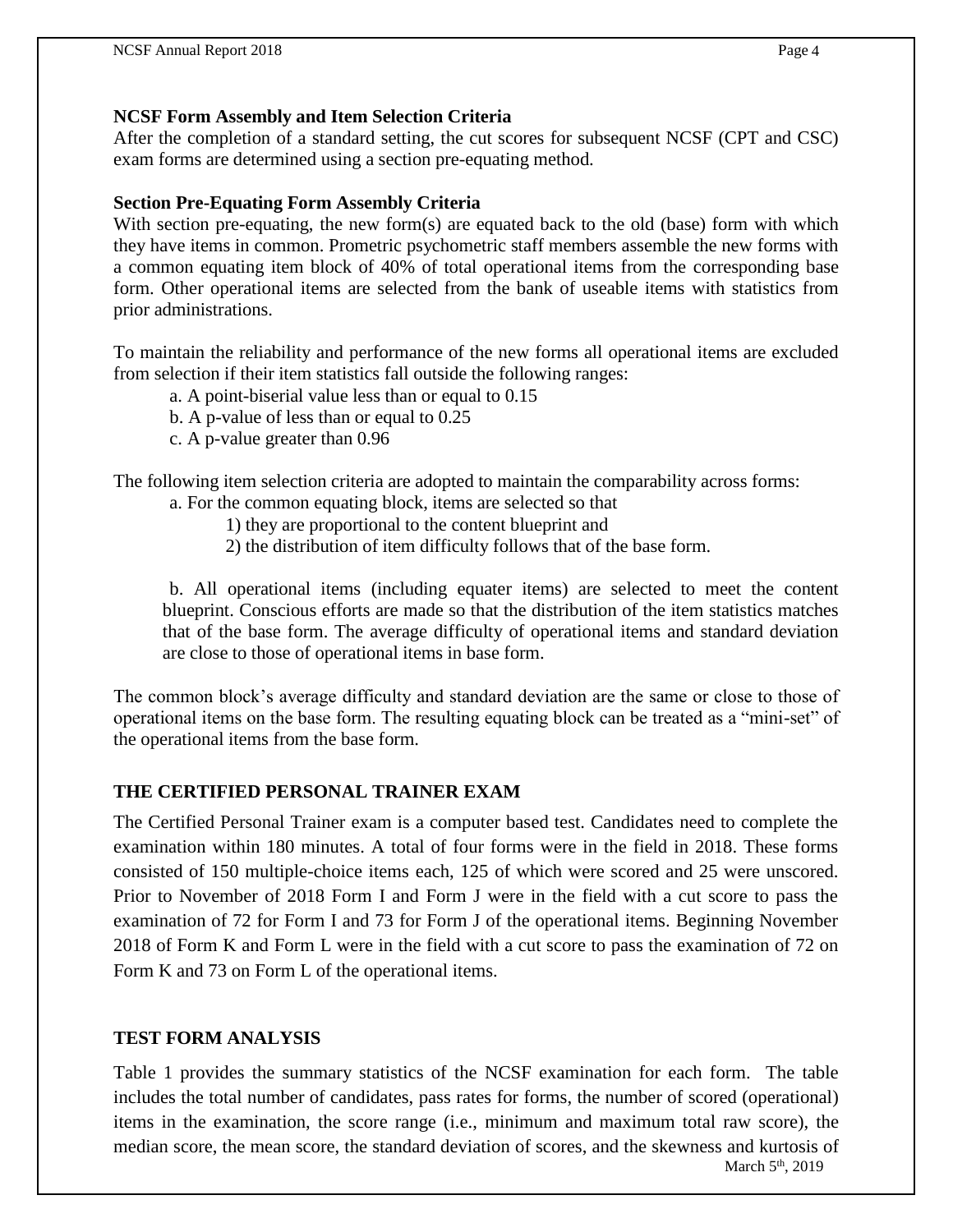### NCSF Form Assembly and Item Selection Criteria

After the completion of a standard setting, the cut scores for subsequent NCSF (CPT and CSC) exam forms are determined using a section pre-equating method.

### Section Pre-Equating Form Assembly Criteria

With section pre-equating, the new form(s) are equated back to the old (base) form with which they have items in common. Prometric psychometric staff members assemble the new forms with a common equating item block of 40% of total operational items from the corresponding base form. Other operational items are selected from the bank of useable items with statistics from prior administrations.

To maintain the reliability and performance of the new forms all operational items are excluded from selection if their item statistics fall outside the following ranges:

a. A point-biserial value less than or equal to 0.15
b. A p-value of less than or equal to 0.25
c. A p-value greater than 0.96

The following item selection criteria are adopted to maintain the comparability across forms:

a. For the common equating block, items are selected so that
   1) they are proportional to the content blueprint and
   2) the distribution of item difficulty follows that of the base form.

b. All operational items (including equater items) are selected to meet the content blueprint. Conscious efforts are made so that the distribution of the item statistics matches that of the base form. The average difficulty of operational items and standard deviation are close to those of operational items in base form.

The common block's average difficulty and standard deviation are the same or close to those of operational items on the base form. The resulting equating block can be treated as a "mini-set" of the operational items from the base form.

## THE CERTIFIED PERSONAL TRAINER EXAM

The Certified Personal Trainer exam is a computer based test. Candidates need to complete the examination within 180 minutes. A total of four forms were in the field in 2018. These forms consisted of 150 multiple-choice items each, 125 of which were scored and 25 were unscored. Prior to November of 2018 Form I and Form J were in the field with a cut score to pass the examination of 72 for Form I and 73 for Form J of the operational items. Beginning November 2018 of Form K and Form L were in the field with a cut score to pass the examination of 72 on Form K and 73 on Form L of the operational items.

## TEST FORM ANALYSIS

Table 1 provides the summary statistics of the NCSF examination for each form. The table includes the total number of candidates, pass rates for forms, the number of scored (operational) items in the examination, the score range (i.e., minimum and maximum total raw score), the median score, the mean score, the standard deviation of scores, and the skewness and kurtosis of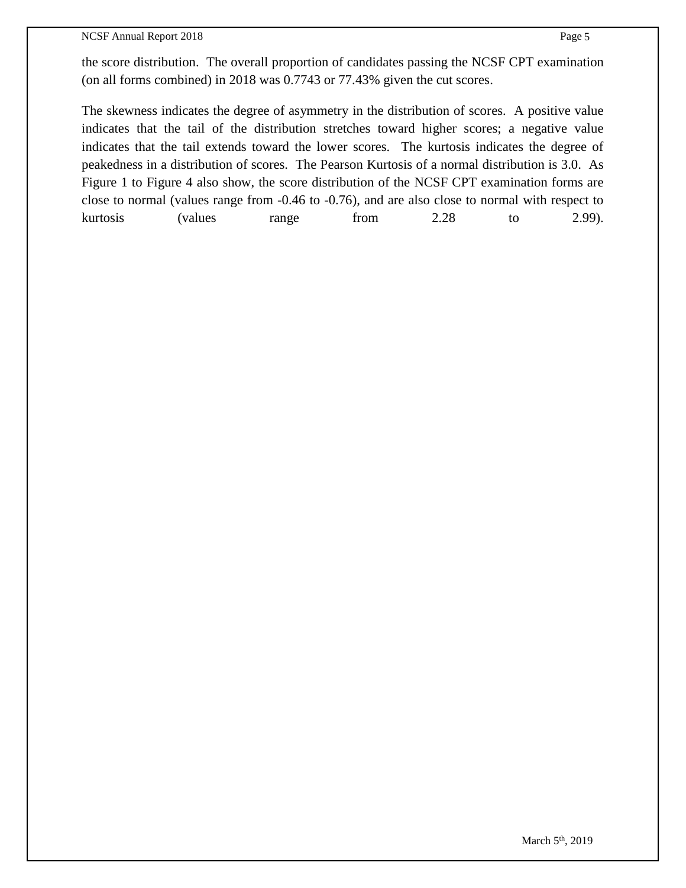the score distribution. The overall proportion of candidates passing the NCSF CPT examination (on all forms combined) in 2018 was 0.7743 or 77.43% given the cut scores.

The skewness indicates the degree of asymmetry in the distribution of scores. A positive value indicates that the tail of the distribution stretches toward higher scores; a negative value indicates that the tail extends toward the lower scores. The kurtosis indicates the degree of peakedness in a distribution of scores. The Pearson Kurtosis of a normal distribution is 3.0. As Figure 1 to Figure 4 also show, the score distribution of the NCSF CPT examination forms are close to normal (values range from -0.46 to -0.76), and are also close to normal with respect to kurtosis (values range from 2.28 to 2.99).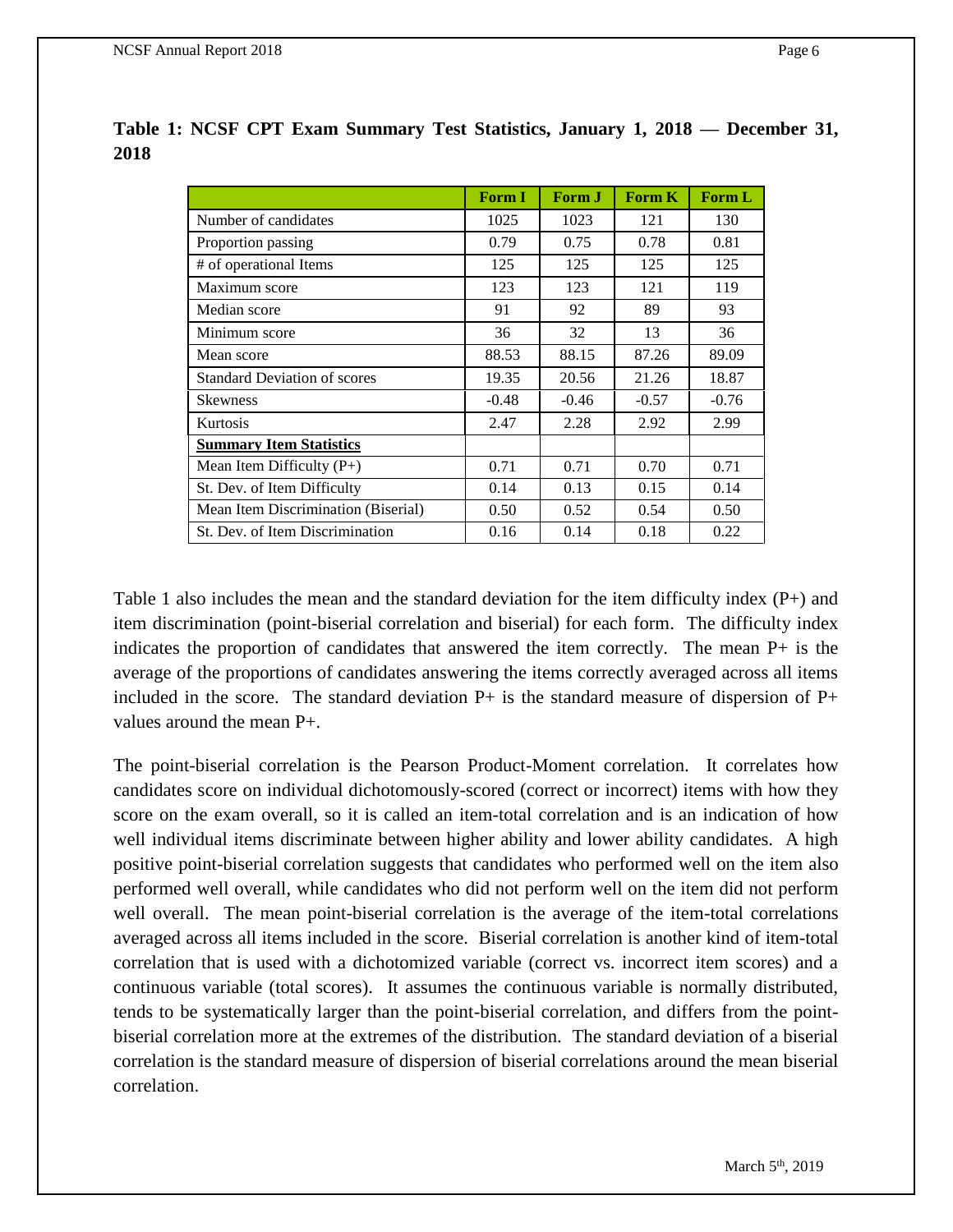**Table 1: NCSF CPT Exam Summary Test Statistics, January 1, 2018 — December 31, 2018**

| | Form I | Form J | Form K | Form L |
|---|---|---|---|---|
| Number of candidates | 1025 | 1023 | 121 | 130 |
| Proportion passing | 0.79 | 0.75 | 0.78 | 0.81 |
| # of operational Items | 125 | 125 | 125 | 125 |
| Maximum score | 123 | 123 | 121 | 119 |
| Median score | 91 | 92 | 89 | 93 |
| Minimum score | 36 | 32 | 13 | 36 |
| Mean score | 88.53 | 88.15 | 87.26 | 89.09 |
| Standard Deviation of scores | 19.35 | 20.56 | 21.26 | 18.87 |
| Skewness | -0.48 | -0.46 | -0.57 | -0.76 |
| Kurtosis | 2.47 | 2.28 | 2.92 | 2.99 |
| **Summary Item Statistics** | | | | |
| Mean Item Difficulty (P+) | 0.71 | 0.71 | 0.70 | 0.71 |
| St. Dev. of Item Difficulty | 0.14 | 0.13 | 0.15 | 0.14 |
| Mean Item Discrimination (Biserial) | 0.50 | 0.52 | 0.54 | 0.50 |
| St. Dev. of Item Discrimination | 0.16 | 0.14 | 0.18 | 0.22 |

Table 1 also includes the mean and the standard deviation for the item difficulty index (P+) and item discrimination (point-biserial correlation and biserial) for each form. The difficulty index indicates the proportion of candidates that answered the item correctly. The mean P+ is the average of the proportions of candidates answering the items correctly averaged across all items included in the score. The standard deviation P+ is the standard measure of dispersion of P+ values around the mean P+.

The point-biserial correlation is the Pearson Product-Moment correlation. It correlates how candidates score on individual dichotomously-scored (correct or incorrect) items with how they score on the exam overall, so it is called an item-total correlation and is an indication of how well individual items discriminate between higher ability and lower ability candidates. A high positive point-biserial correlation suggests that candidates who performed well on the item also performed well overall, while candidates who did not perform well on the item did not perform well overall. The mean point-biserial correlation is the average of the item-total correlations averaged across all items included in the score. Biserial correlation is another kind of item-total correlation that is used with a dichotomized variable (correct vs. incorrect item scores) and a continuous variable (total scores). It assumes the continuous variable is normally distributed, tends to be systematically larger than the point-biserial correlation, and differs from the point-biserial correlation more at the extremes of the distribution. The standard deviation of a biserial correlation is the standard measure of dispersion of biserial correlations around the mean biserial correlation.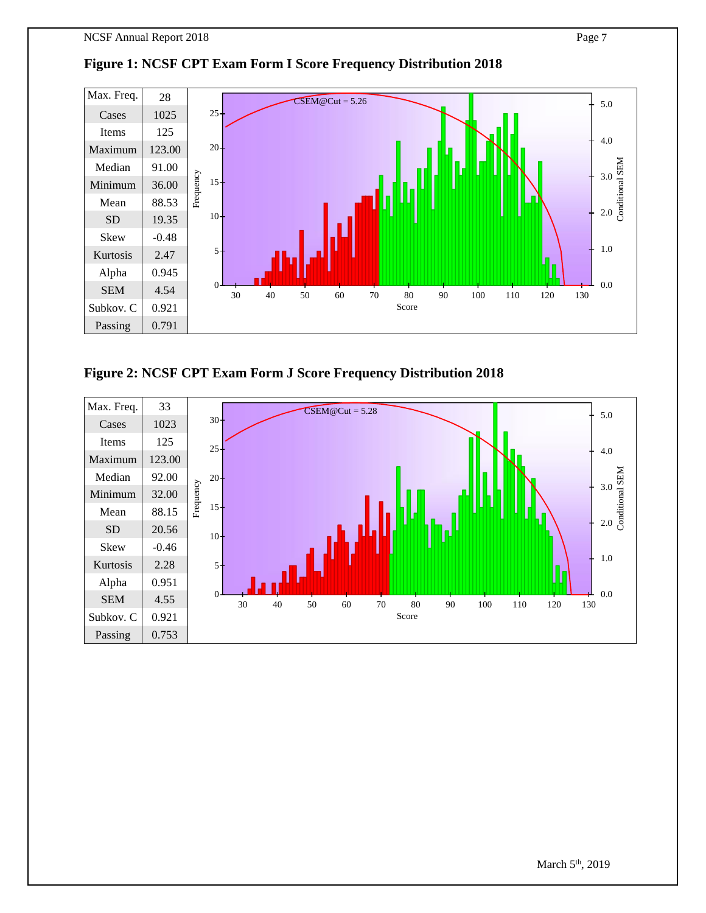## Figure 1: NCSF CPT Exam Form I Score Frequency Distribution 2018

| Statistic | Value |
|---|---|
| Max. Freq. | 28 |
| Cases | 1025 |
| Items | 125 |
| Maximum | 123.00 |
| Median | 91.00 |
| Minimum | 36.00 |
| Mean | 88.53 |
| SD | 19.35 |
| Skew | -0.48 |
| Kurtosis | 2.47 |
| Alpha | 0.945 |
| SEM | 4.54 |
| Subkov. C | 0.921 |
| Passing | 0.791 |

CSEM@Cut = 5.26

## Figure 2: NCSF CPT Exam Form J Score Frequency Distribution 2018

| Statistic | Value |
|---|---|
| Max. Freq. | 33 |
| Cases | 1023 |
| Items | 125 |
| Maximum | 123.00 |
| Median | 92.00 |
| Minimum | 32.00 |
| Mean | 88.15 |
| SD | 20.56 |
| Skew | -0.46 |
| Kurtosis | 2.28 |
| Alpha | 0.951 |
| SEM | 4.55 |
| Subkov. C | 0.921 |
| Passing | 0.753 |

CSEM@Cut = 5.28

March 5th, 2019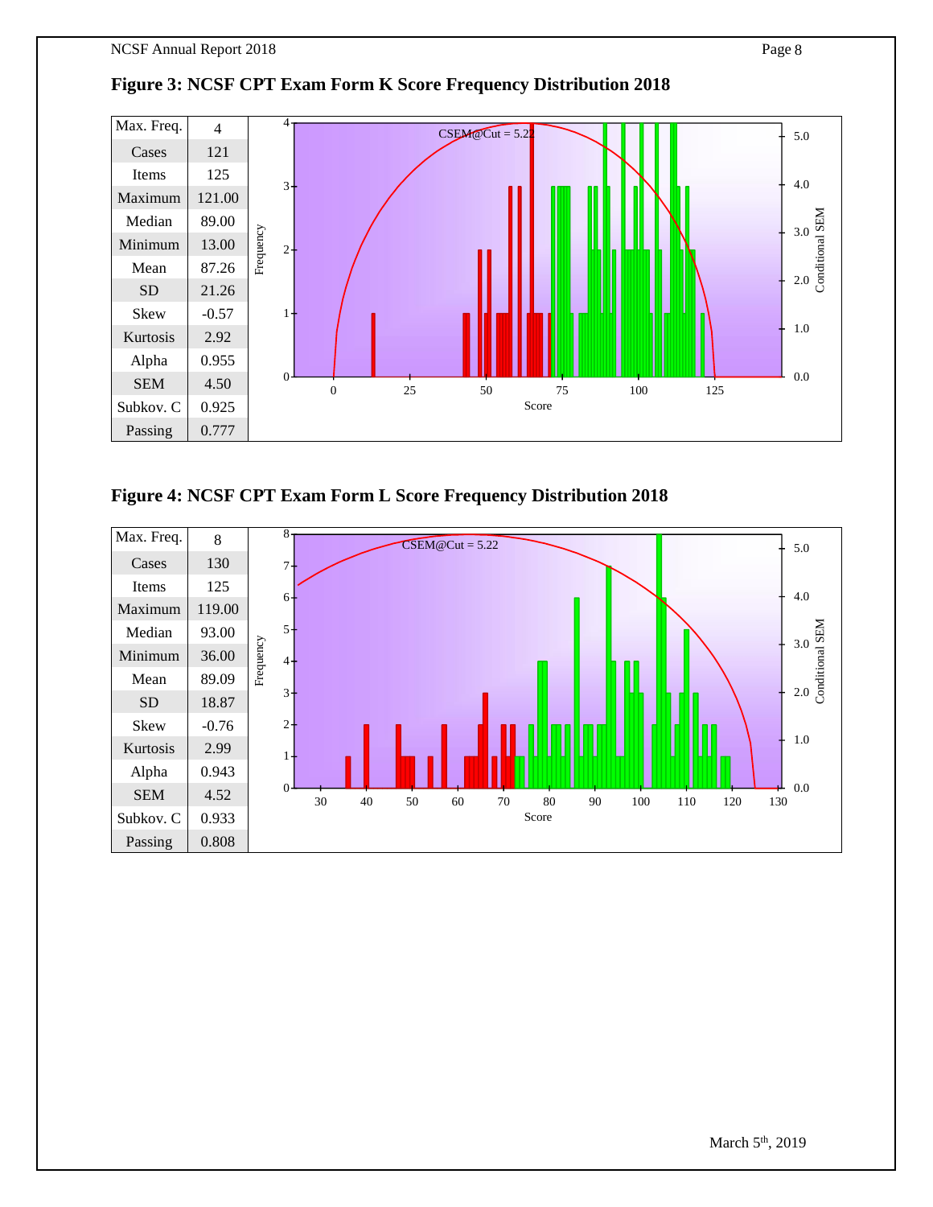## Figure 3: NCSF CPT Exam Form K Score Frequency Distribution 2018

| Max. Freq. | 4 |
|---|---|
| Cases | 121 |
| Items | 125 |
| Maximum | 121.00 |
| Median | 89.00 |
| Minimum | 13.00 |
| Mean | 87.26 |
| SD | 21.26 |
| Skew | -0.57 |
| Kurtosis | 2.92 |
| Alpha | 0.955 |
| SEM | 4.50 |
| Subkov. C | 0.925 |
| Passing | 0.777 |

## Figure 4: NCSF CPT Exam Form L Score Frequency Distribution 2018

| Max. Freq. | 8 |
|---|---|
| Cases | 130 |
| Items | 125 |
| Maximum | 119.00 |
| Median | 93.00 |
| Minimum | 36.00 |
| Mean | 89.09 |
| SD | 18.87 |
| Skew | -0.76 |
| Kurtosis | 2.99 |
| Alpha | 0.943 |
| SEM | 4.52 |
| Subkov. C | 0.933 |
| Passing | 0.808 |

March 5th, 2019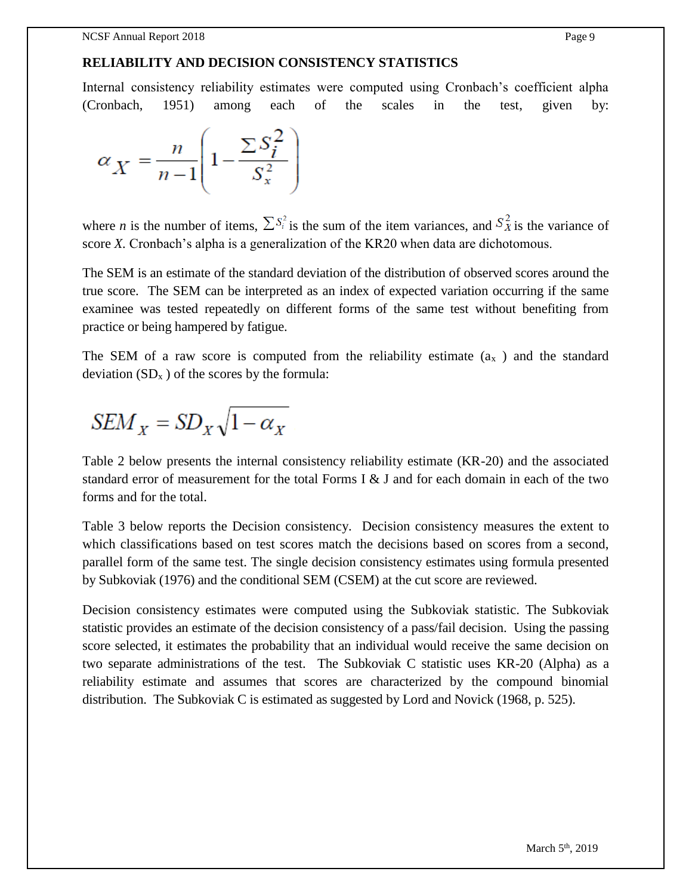## RELIABILITY AND DECISION CONSISTENCY STATISTICS

Internal consistency reliability estimates were computed using Cronbach's coefficient alpha (Cronbach, 1951) among each of the scales in the test, given by:

$$\alpha_X = \frac{n}{n-1}\left(1 - \frac{\sum S_i^2}{S_x^2}\right)$$

where *n* is the number of items, $\sum S_i^2$ is the sum of the item variances, and $S_X^2$ is the variance of score *X*. Cronbach's alpha is a generalization of the KR20 when data are dichotomous.

The SEM is an estimate of the standard deviation of the distribution of observed scores around the true score. The SEM can be interpreted as an index of expected variation occurring if the same examinee was tested repeatedly on different forms of the same test without benefiting from practice or being hampered by fatigue.

The SEM of a raw score is computed from the reliability estimate ($a_x$ ) and the standard deviation ($SD_x$ ) of the scores by the formula:

$$SEM_X = SD_X\sqrt{1 - \alpha_X}$$

Table 2 below presents the internal consistency reliability estimate (KR-20) and the associated standard error of measurement for the total Forms I & J and for each domain in each of the two forms and for the total.

Table 3 below reports the Decision consistency. Decision consistency measures the extent to which classifications based on test scores match the decisions based on scores from a second, parallel form of the same test. The single decision consistency estimates using formula presented by Subkoviak (1976) and the conditional SEM (CSEM) at the cut score are reviewed.

Decision consistency estimates were computed using the Subkoviak statistic. The Subkoviak statistic provides an estimate of the decision consistency of a pass/fail decision. Using the passing score selected, it estimates the probability that an individual would receive the same decision on two separate administrations of the test. The Subkoviak C statistic uses KR-20 (Alpha) as a reliability estimate and assumes that scores are characterized by the compound binomial distribution. The Subkoviak C is estimated as suggested by Lord and Novick (1968, p. 525).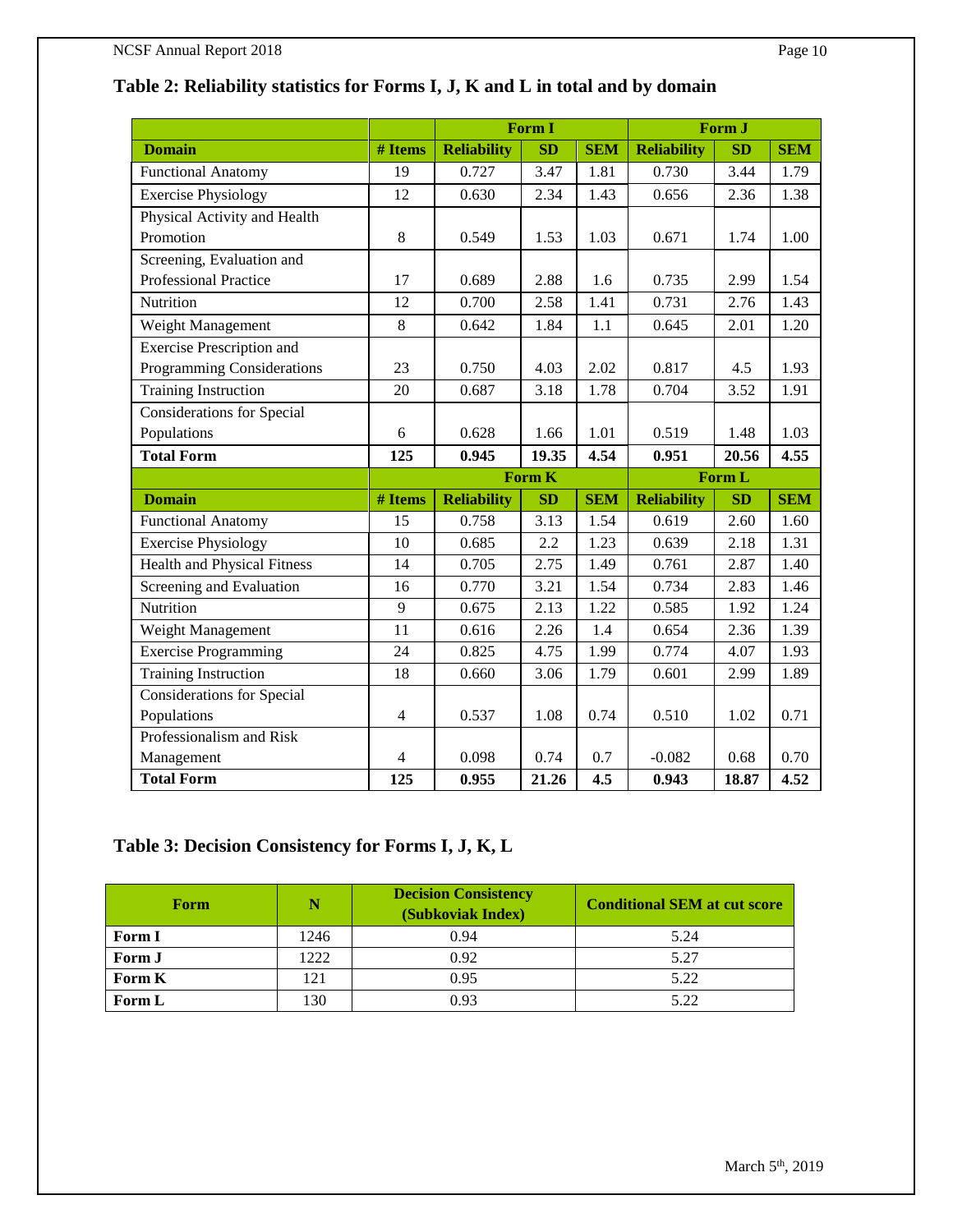## Table 2: Reliability statistics for Forms I, J, K and L in total and by domain

| | | Form I | | | Form J | | |
|---|---|---|---|---|---|---|---|
| **Domain** | **# Items** | **Reliability** | **SD** | **SEM** | **Reliability** | **SD** | **SEM** |
| Functional Anatomy | 19 | 0.727 | 3.47 | 1.81 | 0.730 | 3.44 | 1.79 |
| Exercise Physiology | 12 | 0.630 | 2.34 | 1.43 | 0.656 | 2.36 | 1.38 |
| Physical Activity and Health Promotion | 8 | 0.549 | 1.53 | 1.03 | 0.671 | 1.74 | 1.00 |
| Screening, Evaluation and Professional Practice | 17 | 0.689 | 2.88 | 1.6 | 0.735 | 2.99 | 1.54 |
| Nutrition | 12 | 0.700 | 2.58 | 1.41 | 0.731 | 2.76 | 1.43 |
| Weight Management | 8 | 0.642 | 1.84 | 1.1 | 0.645 | 2.01 | 1.20 |
| Exercise Prescription and Programming Considerations | 23 | 0.750 | 4.03 | 2.02 | 0.817 | 4.5 | 1.93 |
| Training Instruction | 20 | 0.687 | 3.18 | 1.78 | 0.704 | 3.52 | 1.91 |
| Considerations for Special Populations | 6 | 0.628 | 1.66 | 1.01 | 0.519 | 1.48 | 1.03 |
| **Total Form** | **125** | **0.945** | **19.35** | **4.54** | **0.951** | **20.56** | **4.55** |
| | | **Form K** | | | **Form L** | | |
| **Domain** | **# Items** | **Reliability** | **SD** | **SEM** | **Reliability** | **SD** | **SEM** |
| Functional Anatomy | 15 | 0.758 | 3.13 | 1.54 | 0.619 | 2.60 | 1.60 |
| Exercise Physiology | 10 | 0.685 | 2.2 | 1.23 | 0.639 | 2.18 | 1.31 |
| Health and Physical Fitness | 14 | 0.705 | 2.75 | 1.49 | 0.761 | 2.87 | 1.40 |
| Screening and Evaluation | 16 | 0.770 | 3.21 | 1.54 | 0.734 | 2.83 | 1.46 |
| Nutrition | 9 | 0.675 | 2.13 | 1.22 | 0.585 | 1.92 | 1.24 |
| Weight Management | 11 | 0.616 | 2.26 | 1.4 | 0.654 | 2.36 | 1.39 |
| Exercise Programming | 24 | 0.825 | 4.75 | 1.99 | 0.774 | 4.07 | 1.93 |
| Training Instruction | 18 | 0.660 | 3.06 | 1.79 | 0.601 | 2.99 | 1.89 |
| Considerations for Special Populations | 4 | 0.537 | 1.08 | 0.74 | 0.510 | 1.02 | 0.71 |
| Professionalism and Risk Management | 4 | 0.098 | 0.74 | 0.7 | -0.082 | 0.68 | 0.70 |
| **Total Form** | **125** | **0.955** | **21.26** | **4.5** | **0.943** | **18.87** | **4.52** |

## Table 3: Decision Consistency for Forms I, J, K, L

| Form | N | Decision Consistency (Subkoviak Index) | Conditional SEM at cut score |
|---|---|---|---|
| **Form I** | 1246 | 0.94 | 5.24 |
| **Form J** | 1222 | 0.92 | 5.27 |
| **Form K** | 121 | 0.95 | 5.22 |
| **Form L** | 130 | 0.93 | 5.22 |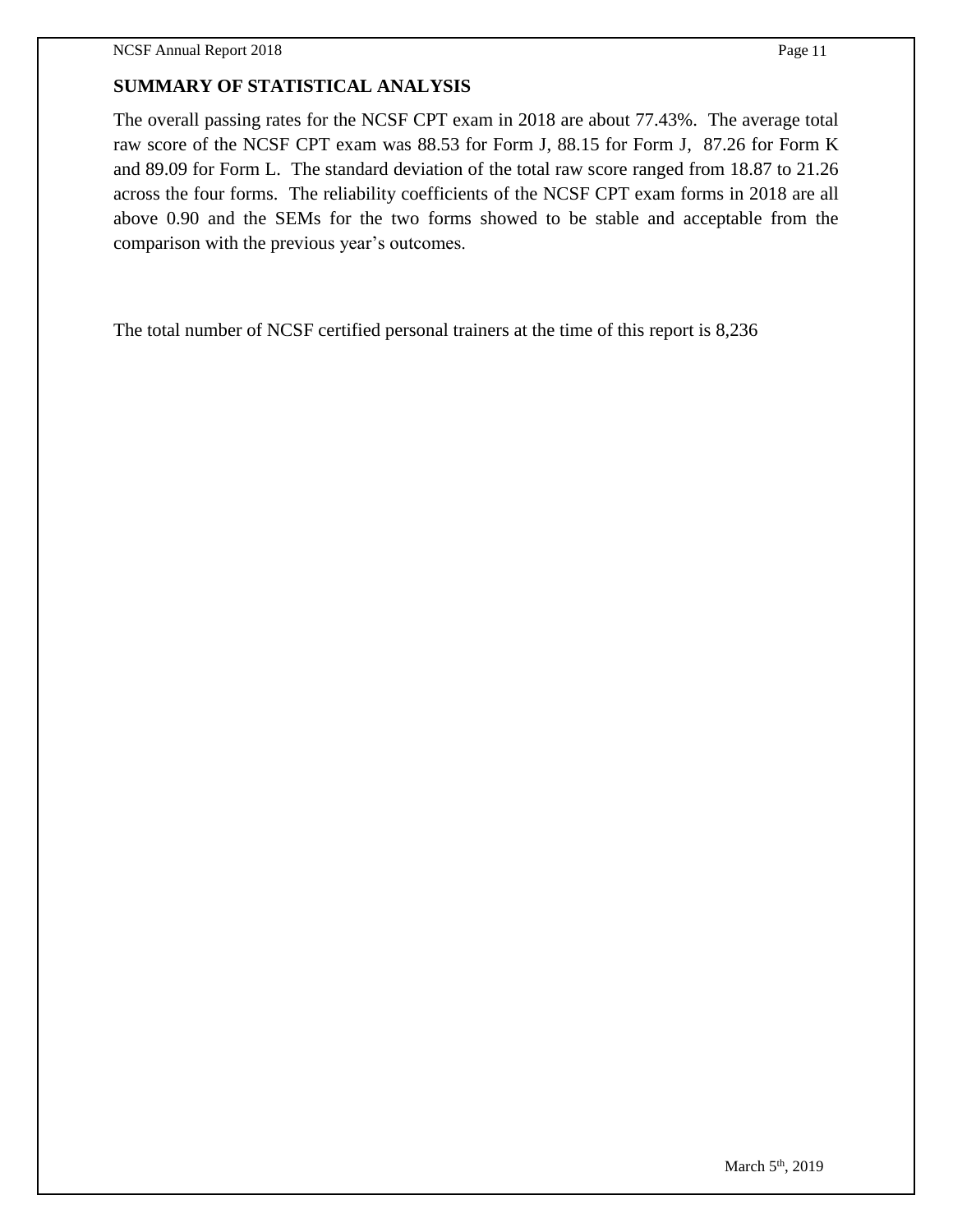## SUMMARY OF STATISTICAL ANALYSIS

The overall passing rates for the NCSF CPT exam in 2018 are about 77.43%. The average total raw score of the NCSF CPT exam was 88.53 for Form J, 88.15 for Form J, 87.26 for Form K and 89.09 for Form L. The standard deviation of the total raw score ranged from 18.87 to 21.26 across the four forms. The reliability coefficients of the NCSF CPT exam forms in 2018 are all above 0.90 and the SEMs for the two forms showed to be stable and acceptable from the comparison with the previous year's outcomes.

The total number of NCSF certified personal trainers at the time of this report is 8,236

March 5th, 2019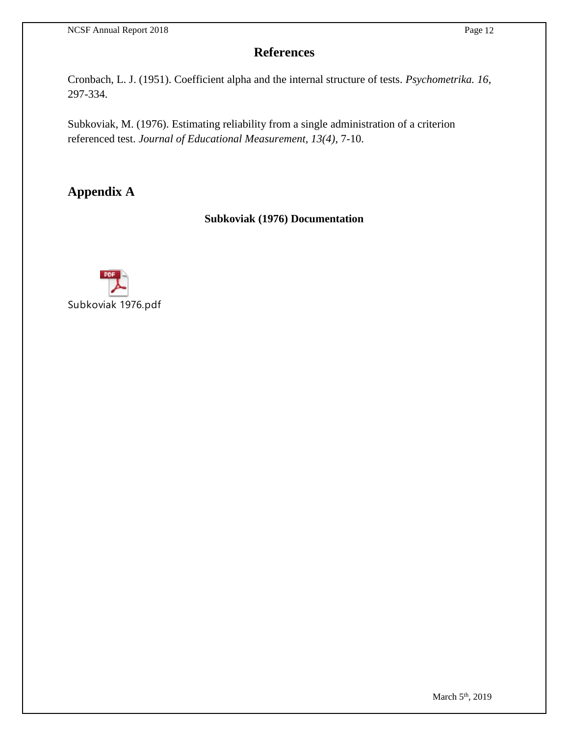## References

Cronbach, L. J. (1951). Coefficient alpha and the internal structure of tests. *Psychometrika. 16*, 297-334.

Subkoviak, M. (1976). Estimating reliability from a single administration of a criterion referenced test. *Journal of Educational Measurement, 13(4)*, 7-10.

## Appendix A

**Subkoviak (1976) Documentation**

Subkoviak 1976.pdf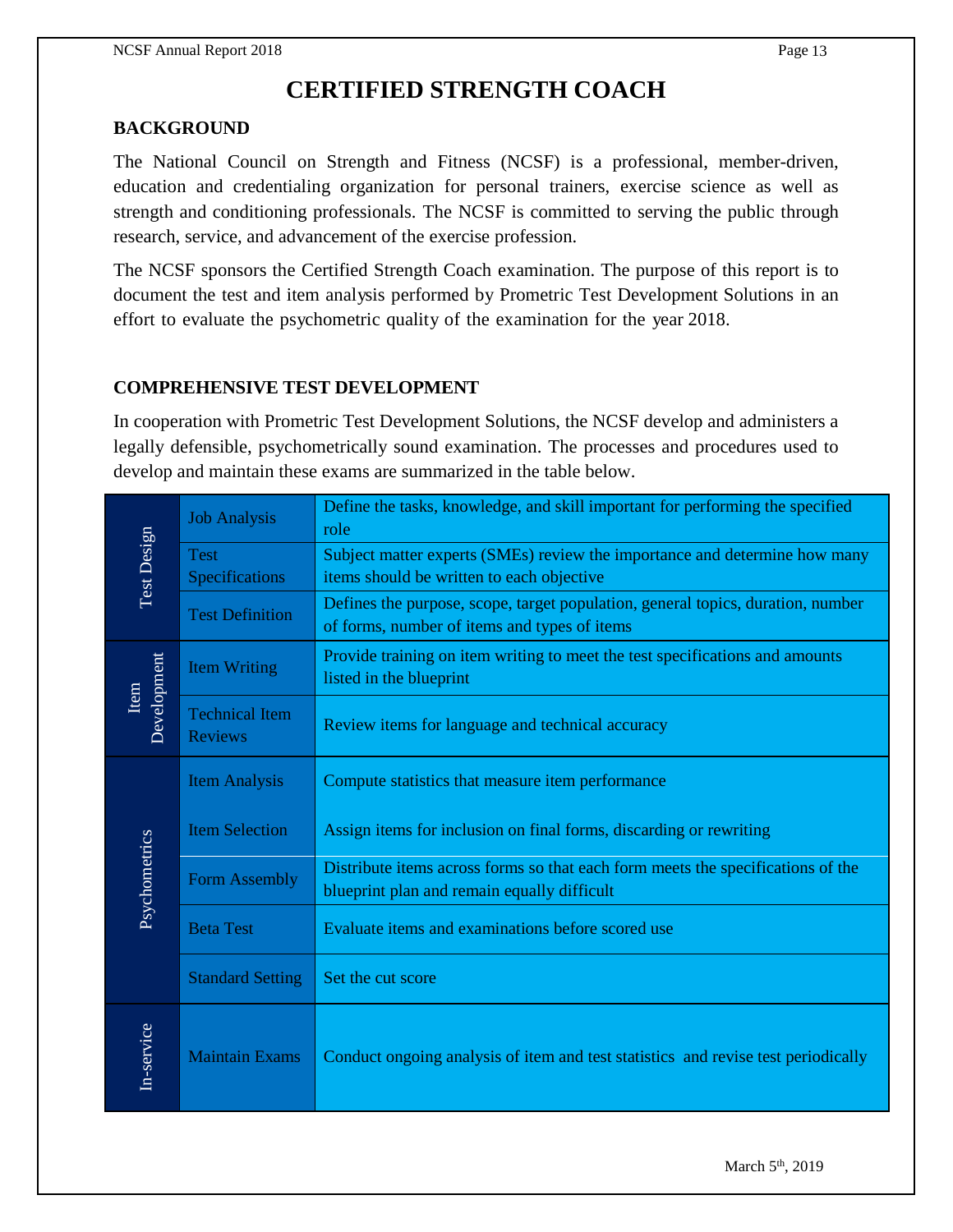# CERTIFIED STRENGTH COACH

## BACKGROUND

The National Council on Strength and Fitness (NCSF) is a professional, member-driven, education and credentialing organization for personal trainers, exercise science as well as strength and conditioning professionals. The NCSF is committed to serving the public through research, service, and advancement of the exercise profession.

The NCSF sponsors the Certified Strength Coach examination. The purpose of this report is to document the test and item analysis performed by Prometric Test Development Solutions in an effort to evaluate the psychometric quality of the examination for the year 2018.

## COMPREHENSIVE TEST DEVELOPMENT

In cooperation with Prometric Test Development Solutions, the NCSF develop and administers a legally defensible, psychometrically sound examination. The processes and procedures used to develop and maintain these exams are summarized in the table below.

| | | |
|---|---|---|
| Test Design | Job Analysis | Define the tasks, knowledge, and skill important for performing the specified role |
| | Test Specifications | Subject matter experts (SMEs) review the importance and determine how many items should be written to each objective |
| | Test Definition | Defines the purpose, scope, target population, general topics, duration, number of forms, number of items and types of items |
| Item Development | Item Writing | Provide training on item writing to meet the test specifications and amounts listed in the blueprint |
| | Technical Item Reviews | Review items for language and technical accuracy |
| Psychometrics | Item Analysis | Compute statistics that measure item performance |
| | Item Selection | Assign items for inclusion on final forms, discarding or rewriting |
| | Form Assembly | Distribute items across forms so that each form meets the specifications of the blueprint plan and remain equally difficult |
| | Beta Test | Evaluate items and examinations before scored use |
| | Standard Setting | Set the cut score |
| In-service | Maintain Exams | Conduct ongoing analysis of item and test statistics and revise test periodically |

March 5th, 2019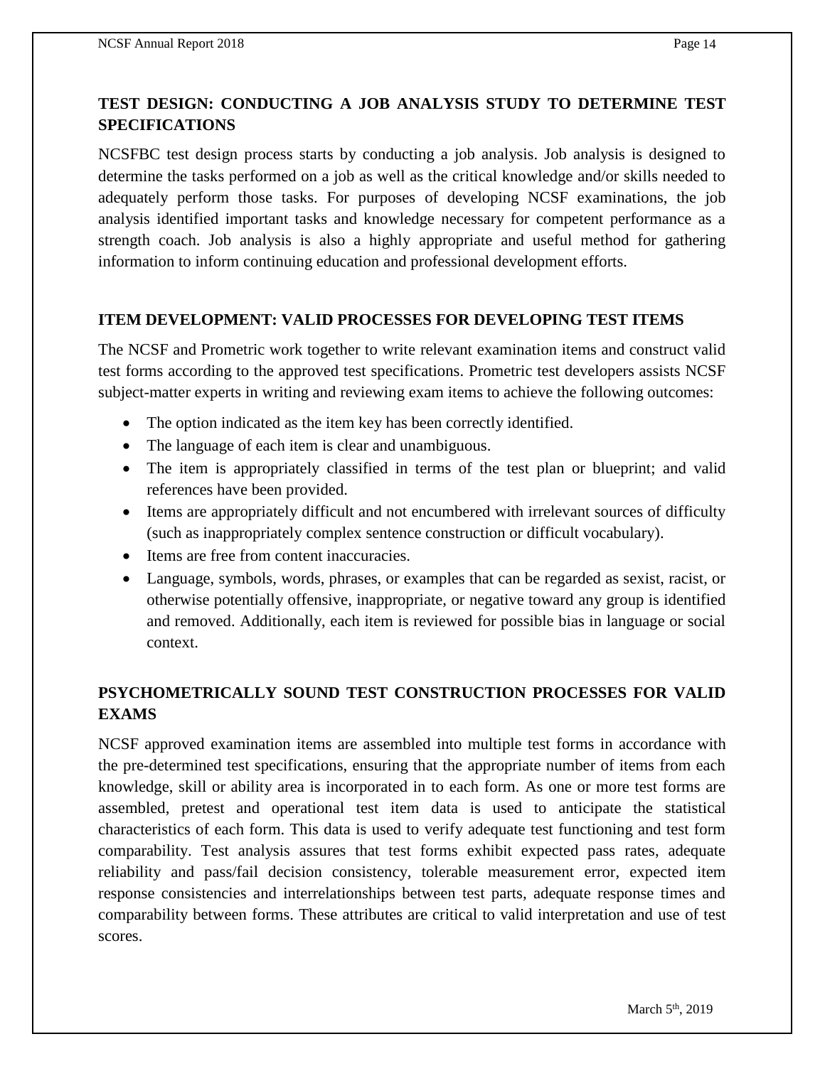## TEST DESIGN: CONDUCTING A JOB ANALYSIS STUDY TO DETERMINE TEST SPECIFICATIONS

NCSFBC test design process starts by conducting a job analysis. Job analysis is designed to determine the tasks performed on a job as well as the critical knowledge and/or skills needed to adequately perform those tasks. For purposes of developing NCSF examinations, the job analysis identified important tasks and knowledge necessary for competent performance as a strength coach. Job analysis is also a highly appropriate and useful method for gathering information to inform continuing education and professional development efforts.

## ITEM DEVELOPMENT: VALID PROCESSES FOR DEVELOPING TEST ITEMS

The NCSF and Prometric work together to write relevant examination items and construct valid test forms according to the approved test specifications. Prometric test developers assists NCSF subject-matter experts in writing and reviewing exam items to achieve the following outcomes:

- The option indicated as the item key has been correctly identified.
- The language of each item is clear and unambiguous.
- The item is appropriately classified in terms of the test plan or blueprint; and valid references have been provided.
- Items are appropriately difficult and not encumbered with irrelevant sources of difficulty (such as inappropriately complex sentence construction or difficult vocabulary).
- Items are free from content inaccuracies.
- Language, symbols, words, phrases, or examples that can be regarded as sexist, racist, or otherwise potentially offensive, inappropriate, or negative toward any group is identified and removed. Additionally, each item is reviewed for possible bias in language or social context.

## PSYCHOMETRICALLY SOUND TEST CONSTRUCTION PROCESSES FOR VALID EXAMS

NCSF approved examination items are assembled into multiple test forms in accordance with the pre-determined test specifications, ensuring that the appropriate number of items from each knowledge, skill or ability area is incorporated in to each form. As one or more test forms are assembled, pretest and operational test item data is used to anticipate the statistical characteristics of each form. This data is used to verify adequate test functioning and test form comparability. Test analysis assures that test forms exhibit expected pass rates, adequate reliability and pass/fail decision consistency, tolerable measurement error, expected item response consistencies and interrelationships between test parts, adequate response times and comparability between forms. These attributes are critical to valid interpretation and use of test scores.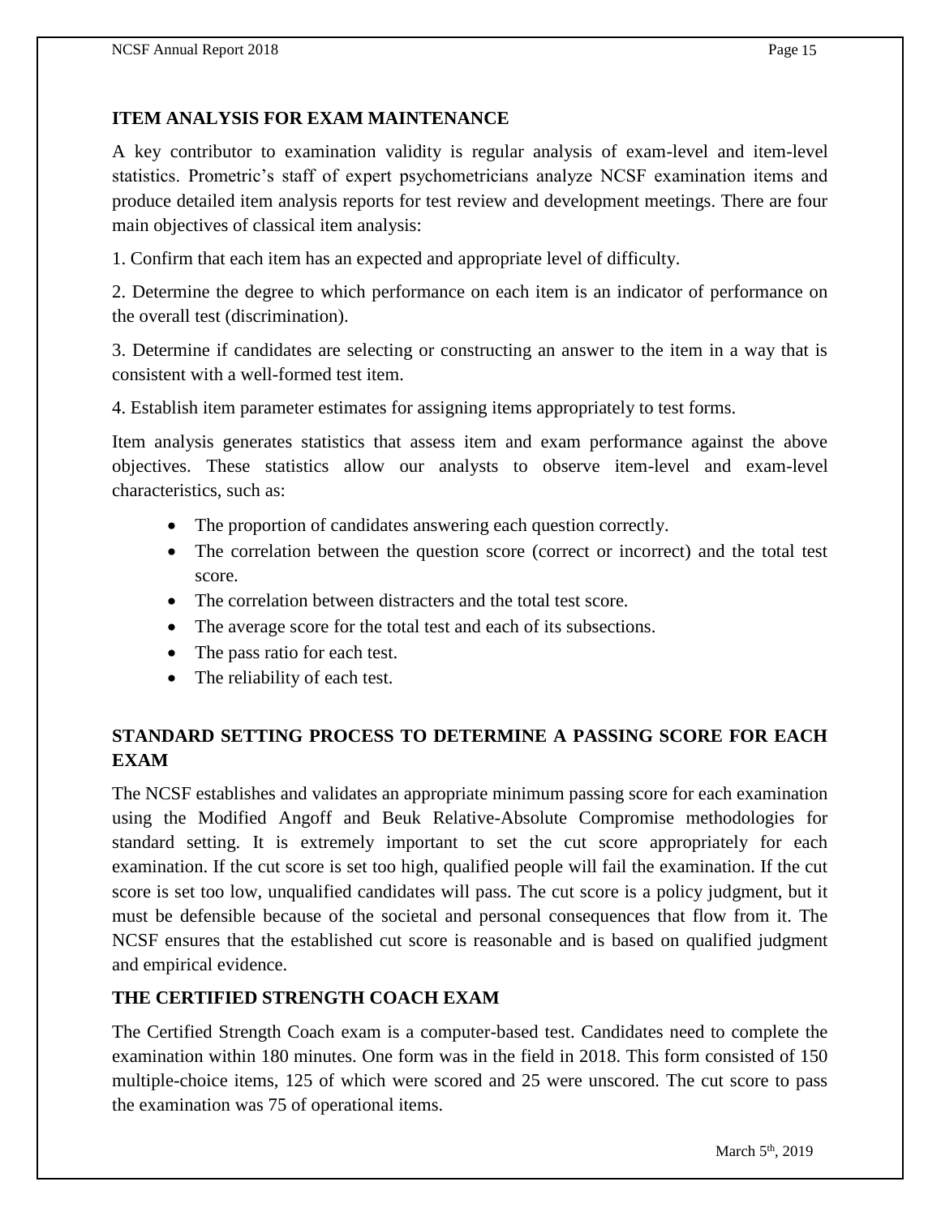## ITEM ANALYSIS FOR EXAM MAINTENANCE

A key contributor to examination validity is regular analysis of exam-level and item-level statistics. Prometric's staff of expert psychometricians analyze NCSF examination items and produce detailed item analysis reports for test review and development meetings. There are four main objectives of classical item analysis:

1. Confirm that each item has an expected and appropriate level of difficulty.

2. Determine the degree to which performance on each item is an indicator of performance on the overall test (discrimination).

3. Determine if candidates are selecting or constructing an answer to the item in a way that is consistent with a well-formed test item.

4. Establish item parameter estimates for assigning items appropriately to test forms.

Item analysis generates statistics that assess item and exam performance against the above objectives. These statistics allow our analysts to observe item-level and exam-level characteristics, such as:

- The proportion of candidates answering each question correctly.
- The correlation between the question score (correct or incorrect) and the total test score.
- The correlation between distracters and the total test score.
- The average score for the total test and each of its subsections.
- The pass ratio for each test.
- The reliability of each test.

## STANDARD SETTING PROCESS TO DETERMINE A PASSING SCORE FOR EACH EXAM

The NCSF establishes and validates an appropriate minimum passing score for each examination using the Modified Angoff and Beuk Relative-Absolute Compromise methodologies for standard setting. It is extremely important to set the cut score appropriately for each examination. If the cut score is set too high, qualified people will fail the examination. If the cut score is set too low, unqualified candidates will pass. The cut score is a policy judgment, but it must be defensible because of the societal and personal consequences that flow from it. The NCSF ensures that the established cut score is reasonable and is based on qualified judgment and empirical evidence.

## THE CERTIFIED STRENGTH COACH EXAM

The Certified Strength Coach exam is a computer-based test. Candidates need to complete the examination within 180 minutes. One form was in the field in 2018. This form consisted of 150 multiple-choice items, 125 of which were scored and 25 were unscored. The cut score to pass the examination was 75 of operational items.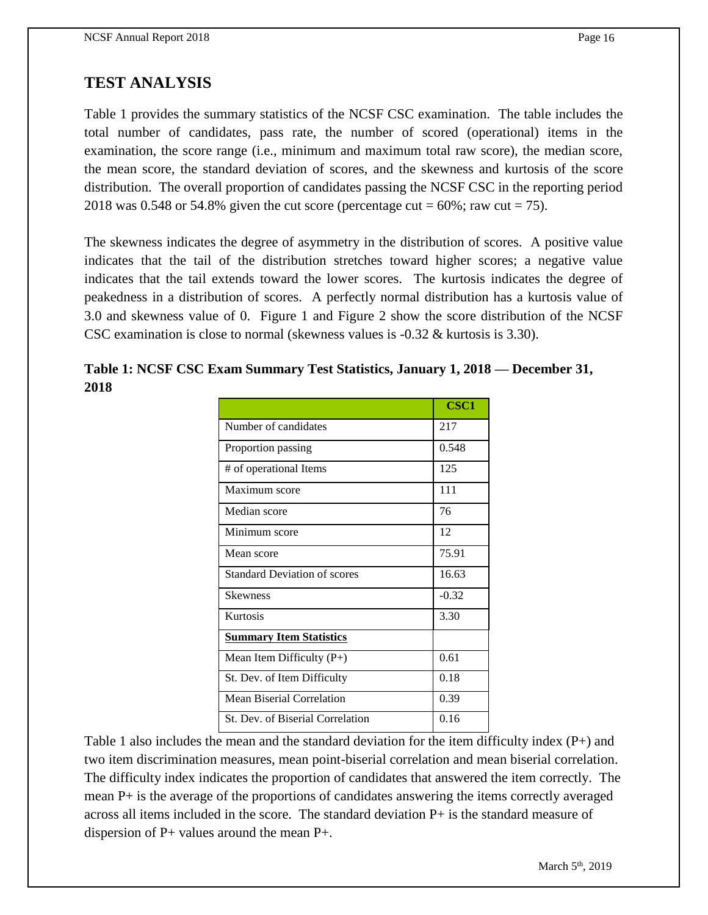## TEST ANALYSIS

Table 1 provides the summary statistics of the NCSF CSC examination. The table includes the total number of candidates, pass rate, the number of scored (operational) items in the examination, the score range (i.e., minimum and maximum total raw score), the median score, the mean score, the standard deviation of scores, and the skewness and kurtosis of the score distribution. The overall proportion of candidates passing the NCSF CSC in the reporting period 2018 was 0.548 or 54.8% given the cut score (percentage cut = 60%; raw cut = 75).

The skewness indicates the degree of asymmetry in the distribution of scores. A positive value indicates that the tail of the distribution stretches toward higher scores; a negative value indicates that the tail extends toward the lower scores. The kurtosis indicates the degree of peakedness in a distribution of scores. A perfectly normal distribution has a kurtosis value of 3.0 and skewness value of 0. Figure 1 and Figure 2 show the score distribution of the NCSF CSC examination is close to normal (skewness values is -0.32 & kurtosis is 3.30).

**Table 1: NCSF CSC Exam Summary Test Statistics, January 1, 2018 — December 31, 2018**

| | CSC1 |
|---|---|
| Number of candidates | 217 |
| Proportion passing | 0.548 |
| # of operational Items | 125 |
| Maximum score | 111 |
| Median score | 76 |
| Minimum score | 12 |
| Mean score | 75.91 |
| Standard Deviation of scores | 16.63 |
| Skewness | -0.32 |
| Kurtosis | 3.30 |
| **Summary Item Statistics** | |
| Mean Item Difficulty (P+) | 0.61 |
| St. Dev. of Item Difficulty | 0.18 |
| Mean Biserial Correlation | 0.39 |
| St. Dev. of Biserial Correlation | 0.16 |

Table 1 also includes the mean and the standard deviation for the item difficulty index (P+) and two item discrimination measures, mean point-biserial correlation and mean biserial correlation. The difficulty index indicates the proportion of candidates that answered the item correctly. The mean P+ is the average of the proportions of candidates answering the items correctly averaged across all items included in the score. The standard deviation P+ is the standard measure of dispersion of P+ values around the mean P+.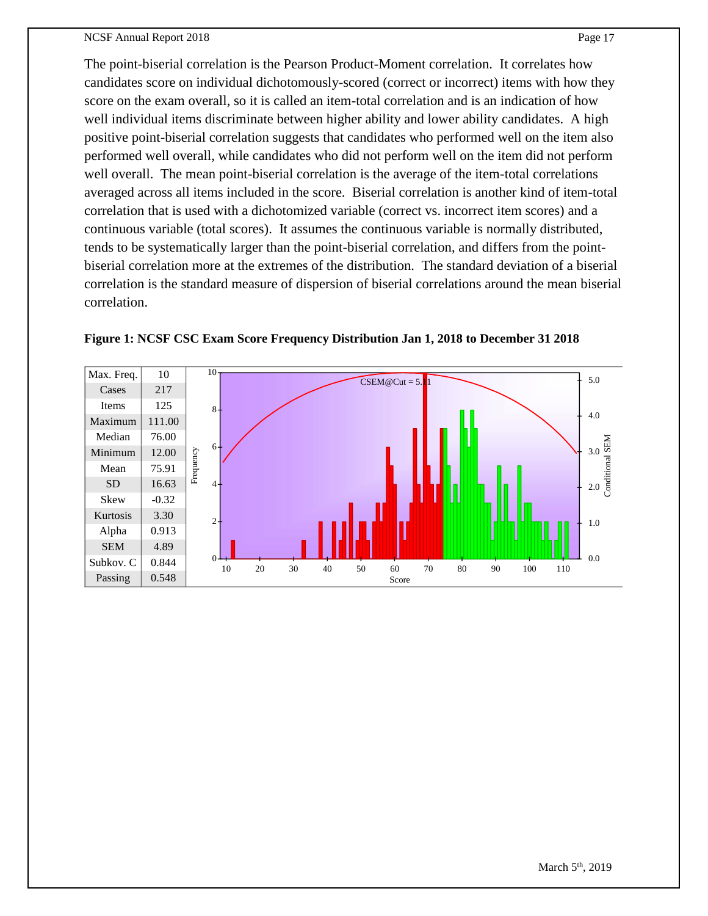The point-biserial correlation is the Pearson Product-Moment correlation. It correlates how candidates score on individual dichotomously-scored (correct or incorrect) items with how they score on the exam overall, so it is called an item-total correlation and is an indication of how well individual items discriminate between higher ability and lower ability candidates. A high positive point-biserial correlation suggests that candidates who performed well on the item also performed well overall, while candidates who did not perform well on the item did not perform well overall. The mean point-biserial correlation is the average of the item-total correlations averaged across all items included in the score. Biserial correlation is another kind of item-total correlation that is used with a dichotomized variable (correct vs. incorrect item scores) and a continuous variable (total scores). It assumes the continuous variable is normally distributed, tends to be systematically larger than the point-biserial correlation, and differs from the point-biserial correlation more at the extremes of the distribution. The standard deviation of a biserial correlation is the standard measure of dispersion of biserial correlations around the mean biserial correlation.

**Figure 1: NCSF CSC Exam Score Frequency Distribution Jan 1, 2018 to December 31 2018**

| Statistic | Value |
|---|---|
| Max. Freq. | 10 |
| Cases | 217 |
| Items | 125 |
| Maximum | 111.00 |
| Median | 76.00 |
| Minimum | 12.00 |
| Mean | 75.91 |
| SD | 16.63 |
| Skew | -0.32 |
| Kurtosis | 3.30 |
| Alpha | 0.913 |
| SEM | 4.89 |
| Subkov. C | 0.844 |
| Passing | 0.548 |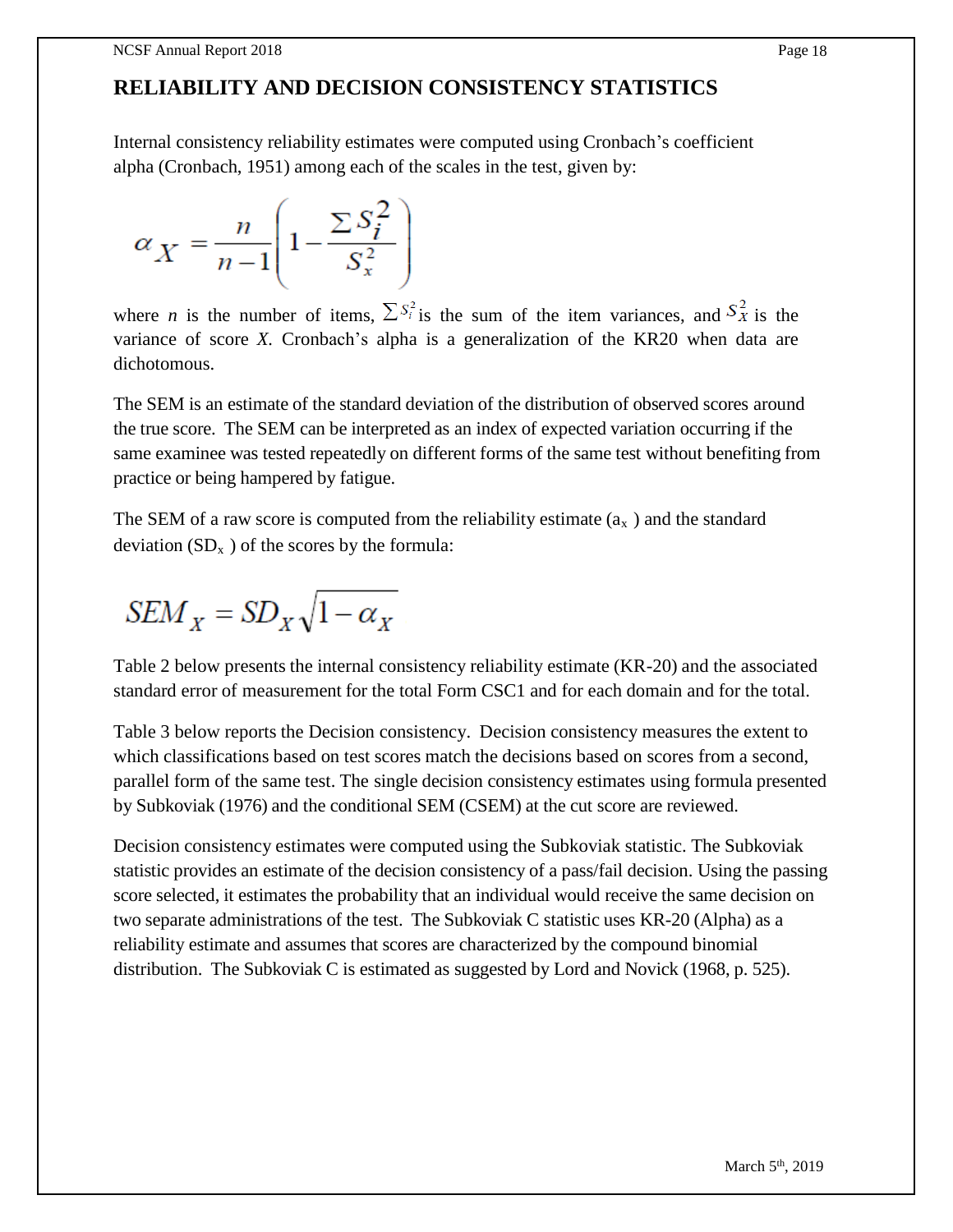## RELIABILITY AND DECISION CONSISTENCY STATISTICS

Internal consistency reliability estimates were computed using Cronbach's coefficient alpha (Cronbach, 1951) among each of the scales in the test, given by:

$$\alpha_X = \frac{n}{n-1}\left(1 - \frac{\sum S_i^2}{S_x^2}\right)$$

where *n* is the number of items, $\sum S_i^2$ is the sum of the item variances, and $S_X^2$ is the variance of score *X*. Cronbach's alpha is a generalization of the KR20 when data are dichotomous.

The SEM is an estimate of the standard deviation of the distribution of observed scores around the true score. The SEM can be interpreted as an index of expected variation occurring if the same examinee was tested repeatedly on different forms of the same test without benefiting from practice or being hampered by fatigue.

The SEM of a raw score is computed from the reliability estimate ($a_x$ ) and the standard deviation ($SD_x$ ) of the scores by the formula:

$$SEM_X = SD_X\sqrt{1-\alpha_X}$$

Table 2 below presents the internal consistency reliability estimate (KR-20) and the associated standard error of measurement for the total Form CSC1 and for each domain and for the total.

Table 3 below reports the Decision consistency. Decision consistency measures the extent to which classifications based on test scores match the decisions based on scores from a second, parallel form of the same test. The single decision consistency estimates using formula presented by Subkoviak (1976) and the conditional SEM (CSEM) at the cut score are reviewed.

Decision consistency estimates were computed using the Subkoviak statistic. The Subkoviak statistic provides an estimate of the decision consistency of a pass/fail decision. Using the passing score selected, it estimates the probability that an individual would receive the same decision on two separate administrations of the test. The Subkoviak C statistic uses KR-20 (Alpha) as a reliability estimate and assumes that scores are characterized by the compound binomial distribution. The Subkoviak C is estimated as suggested by Lord and Novick (1968, p. 525).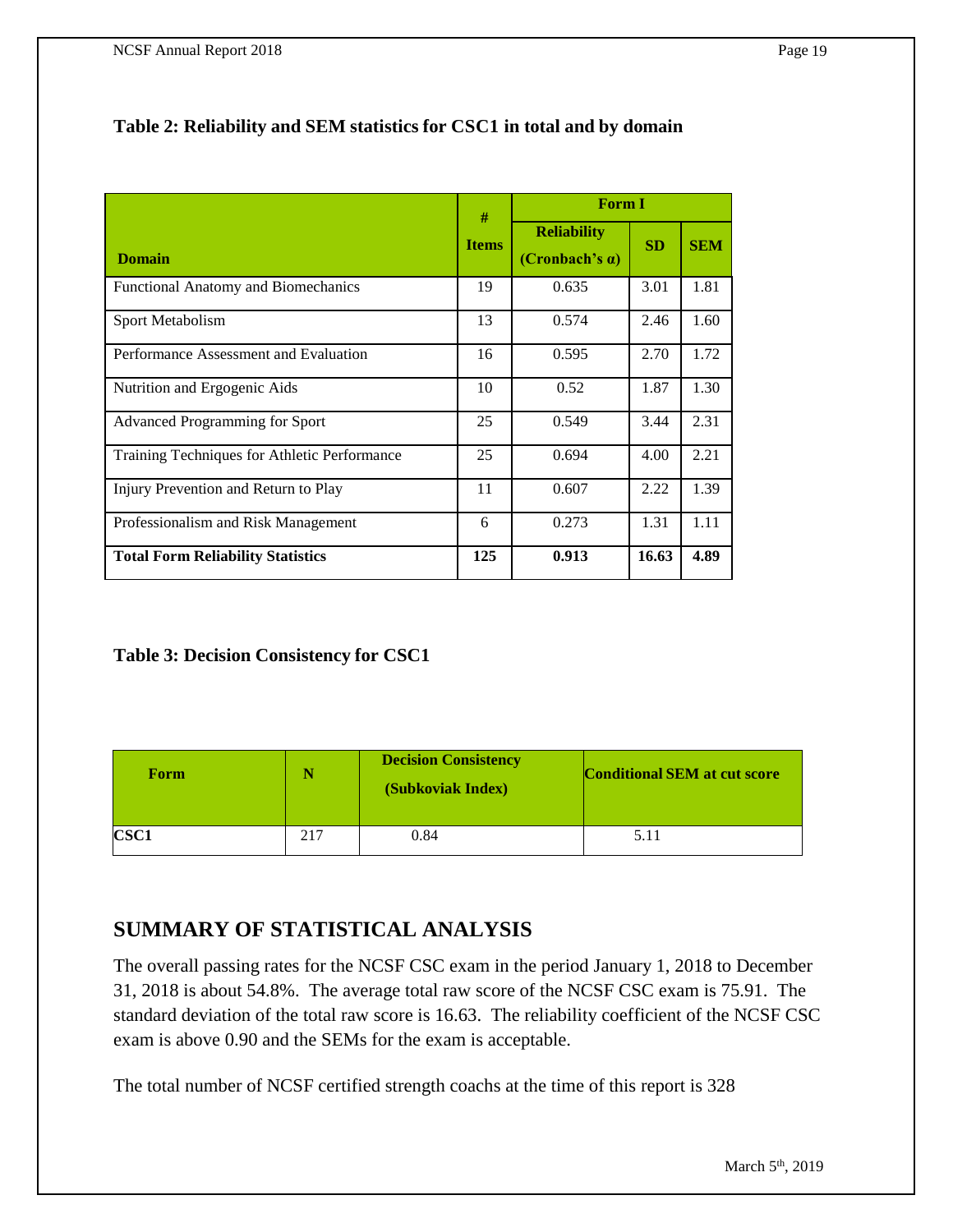**Table 2: Reliability and SEM statistics for CSC1 in total and by domain**

| Domain | # Items | Form I | | |
|---|---|---|---|---|
| | | Reliability (Cronbach's α) | SD | SEM |
| Functional Anatomy and Biomechanics | 19 | 0.635 | 3.01 | 1.81 |
| Sport Metabolism | 13 | 0.574 | 2.46 | 1.60 |
| Performance Assessment and Evaluation | 16 | 0.595 | 2.70 | 1.72 |
| Nutrition and Ergogenic Aids | 10 | 0.52 | 1.87 | 1.30 |
| Advanced Programming for Sport | 25 | 0.549 | 3.44 | 2.31 |
| Training Techniques for Athletic Performance | 25 | 0.694 | 4.00 | 2.21 |
| Injury Prevention and Return to Play | 11 | 0.607 | 2.22 | 1.39 |
| Professionalism and Risk Management | 6 | 0.273 | 1.31 | 1.11 |
| **Total Form Reliability Statistics** | **125** | **0.913** | **16.63** | **4.89** |

**Table 3: Decision Consistency for CSC1**

| Form | N | Decision Consistency (Subkoviak Index) | Conditional SEM at cut score |
|---|---|---|---|
| **CSC1** | 217 | 0.84 | 5.11 |

## SUMMARY OF STATISTICAL ANALYSIS

The overall passing rates for the NCSF CSC exam in the period January 1, 2018 to December 31, 2018 is about 54.8%. The average total raw score of the NCSF CSC exam is 75.91. The standard deviation of the total raw score is 16.63. The reliability coefficient of the NCSF CSC exam is above 0.90 and the SEMs for the exam is acceptable.

The total number of NCSF certified strength coachs at the time of this report is 328

March 5th, 2019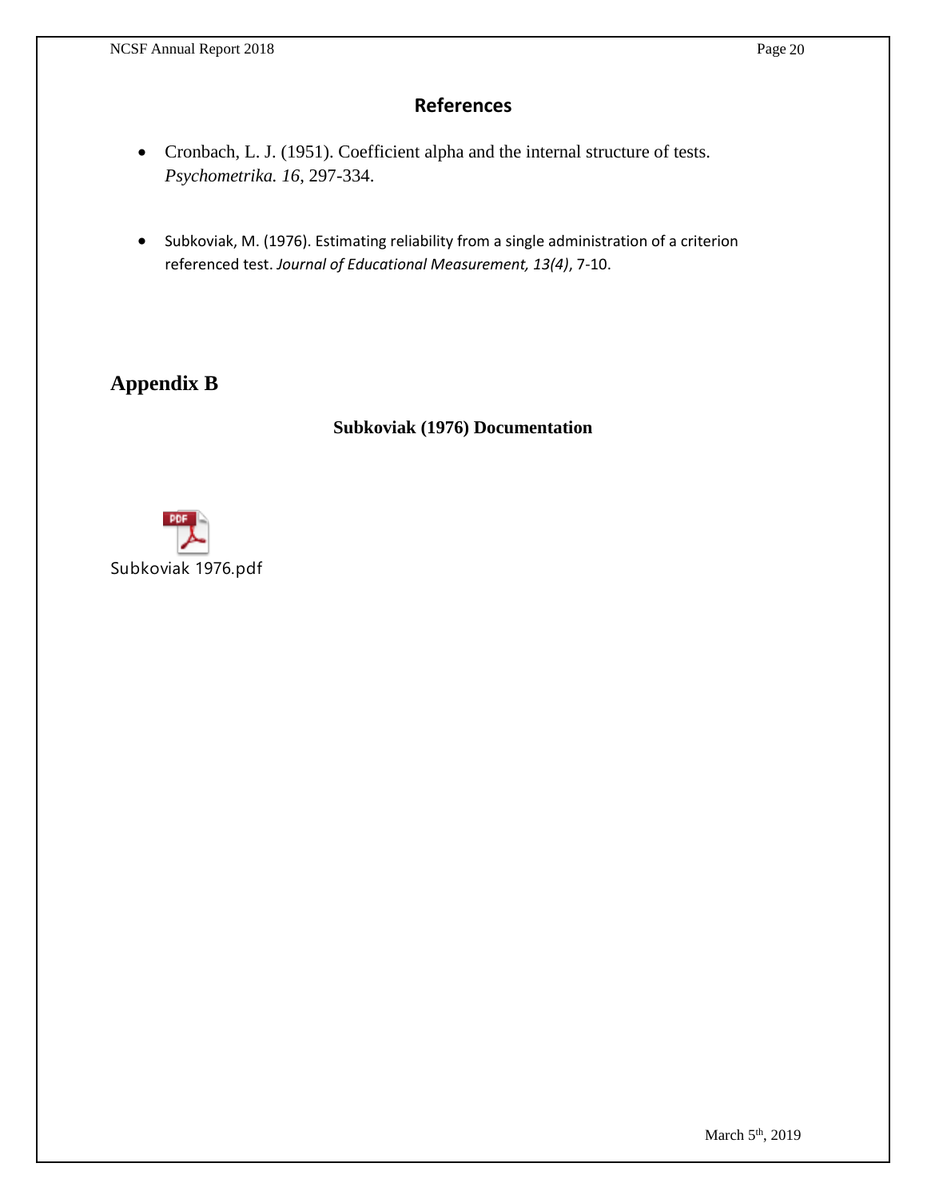## References

- Cronbach, L. J. (1951). Coefficient alpha and the internal structure of tests. *Psychometrika. 16*, 297-334.

- Subkoviak, M. (1976). Estimating reliability from a single administration of a criterion referenced test. *Journal of Educational Measurement, 13(4)*, 7-10.

# Appendix B

**Subkoviak (1976) Documentation**

Subkoviak 1976.pdf

March 5th, 2019